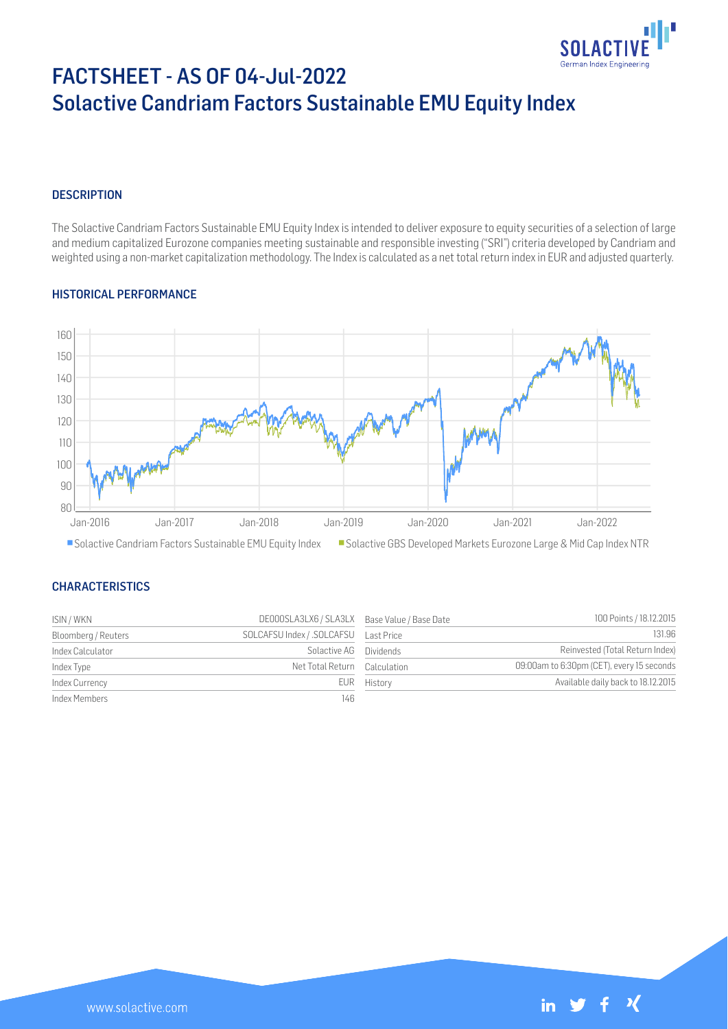# FACTSHEET - AS OF 04-Jul-2022
# Solactive Candriam Factors Sustainable EMU Equity Index

## DESCRIPTION

The Solactive Candriam Factors Sustainable EMU Equity Index is intended to deliver exposure to equity securities of a selection of large and medium capitalized Eurozone companies meeting sustainable and responsible investing ("SRI") criteria developed by Candriam and weighted using a non-market capitalization methodology. The Index is calculated as a net total return index in EUR and adjusted quarterly.

## HISTORICAL PERFORMANCE

■ Solactive Candriam Factors Sustainable EMU Equity Index ■ Solactive GBS Developed Markets Eurozone Large & Mid Cap Index NTR

## CHARACTERISTICS

| | | | |
|---|---|---|---|
| ISIN / WKN | DE000SLA3LX6 / SLA3LX | Base Value / Base Date | 100 Points / 18.12.2015 |
| Bloomberg / Reuters | SOLCAFSU Index / .SOLCAFSU | Last Price | 131.96 |
| Index Calculator | Solactive AG | Dividends | Reinvested (Total Return Index) |
| Index Type | Net Total Return | Calculation | 09:00am to 6:30pm (CET), every 15 seconds |
| Index Currency | EUR | History | Available daily back to 18.12.2015 |
| Index Members | 146 | | |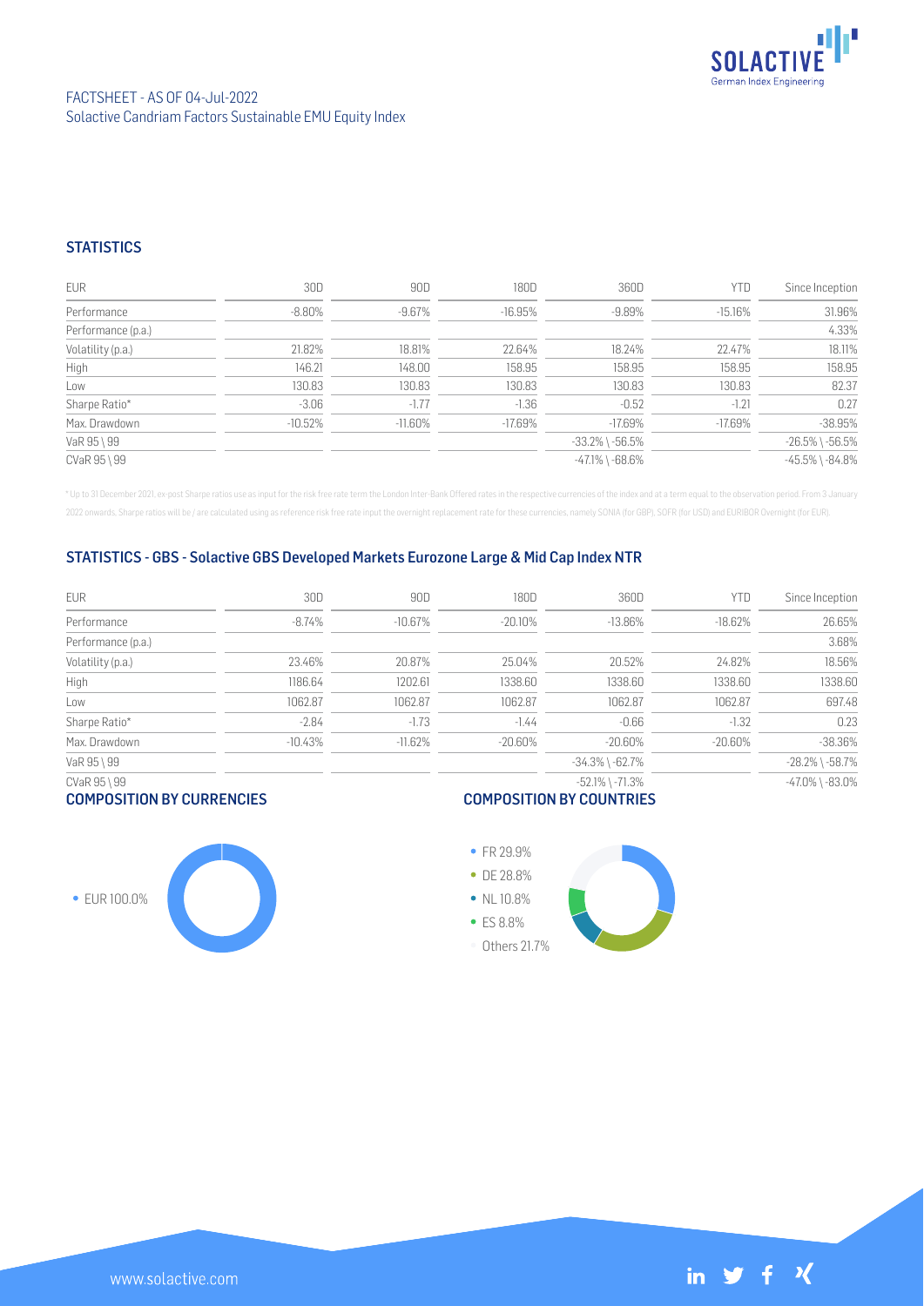FACTSHEET - AS OF 04-Jul-2022
Solactive Candriam Factors Sustainable EMU Equity Index

## STATISTICS

| EUR | 30D | 90D | 180D | 360D | YTD | Since Inception |
|---|---|---|---|---|---|---|
| Performance | -8.80% | -9.67% | -16.95% | -9.89% | -15.16% | 31.96% |
| Performance (p.a.) | | | | | | 4.33% |
| Volatility (p.a.) | 21.82% | 18.81% | 22.64% | 18.24% | 22.47% | 18.11% |
| High | 146.21 | 148.00 | 158.95 | 158.95 | 158.95 | 158.95 |
| Low | 130.83 | 130.83 | 130.83 | 130.83 | 130.83 | 82.37 |
| Sharpe Ratio* | -3.06 | -1.77 | -1.36 | -0.52 | -1.21 | 0.27 |
| Max. Drawdown | -10.52% | -11.60% | -17.69% | -17.69% | -17.69% | -38.95% |
| VaR 95 \ 99 | | | | -33.2% \ -56.5% | | -26.5% \ -56.5% |
| CVaR 95 \ 99 | | | | -47.1% \ -68.6% | | -45.5% \ -84.8% |

* Up to 31 December 2021, ex-post Sharpe ratios use as input for the risk free rate term the London Inter-Bank Offered rates in the respective currencies of the index and at a term equal to the observation period. From 3 January 2022 onwards, Sharpe ratios will be / are calculated using as reference risk free rate input the overnight replacement rate for these currencies, namely SONIA (for GBP), SOFR (for USD) and EURIBOR Overnight (for EUR).

## STATISTICS - GBS - Solactive GBS Developed Markets Eurozone Large & Mid Cap Index NTR

| EUR | 30D | 90D | 180D | 360D | YTD | Since Inception |
|---|---|---|---|---|---|---|
| Performance | -8.74% | -10.67% | -20.10% | -13.86% | -18.62% | 26.65% |
| Performance (p.a.) | | | | | | 3.68% |
| Volatility (p.a.) | 23.46% | 20.87% | 25.04% | 20.52% | 24.82% | 18.56% |
| High | 1186.64 | 1202.61 | 1338.60 | 1338.60 | 1338.60 | 1338.60 |
| Low | 1062.87 | 1062.87 | 1062.87 | 1062.87 | 1062.87 | 697.48 |
| Sharpe Ratio* | -2.84 | -1.73 | -1.44 | -0.66 | -1.32 | 0.23 |
| Max. Drawdown | -10.43% | -11.62% | -20.60% | -20.60% | -20.60% | -38.36% |
| VaR 95 \ 99 | | | | -34.3% \ -62.7% | | -28.2% \ -58.7% |
| CVaR 95 \ 99 | | | | -52.1% \ -71.3% | | -47.0% \ -83.0% |

## COMPOSITION BY CURRENCIES

- EUR 100.0%

## COMPOSITION BY COUNTRIES

- FR 29.9%
- DE 28.8%
- NL 10.8%
- ES 8.8%
- Others 21.7%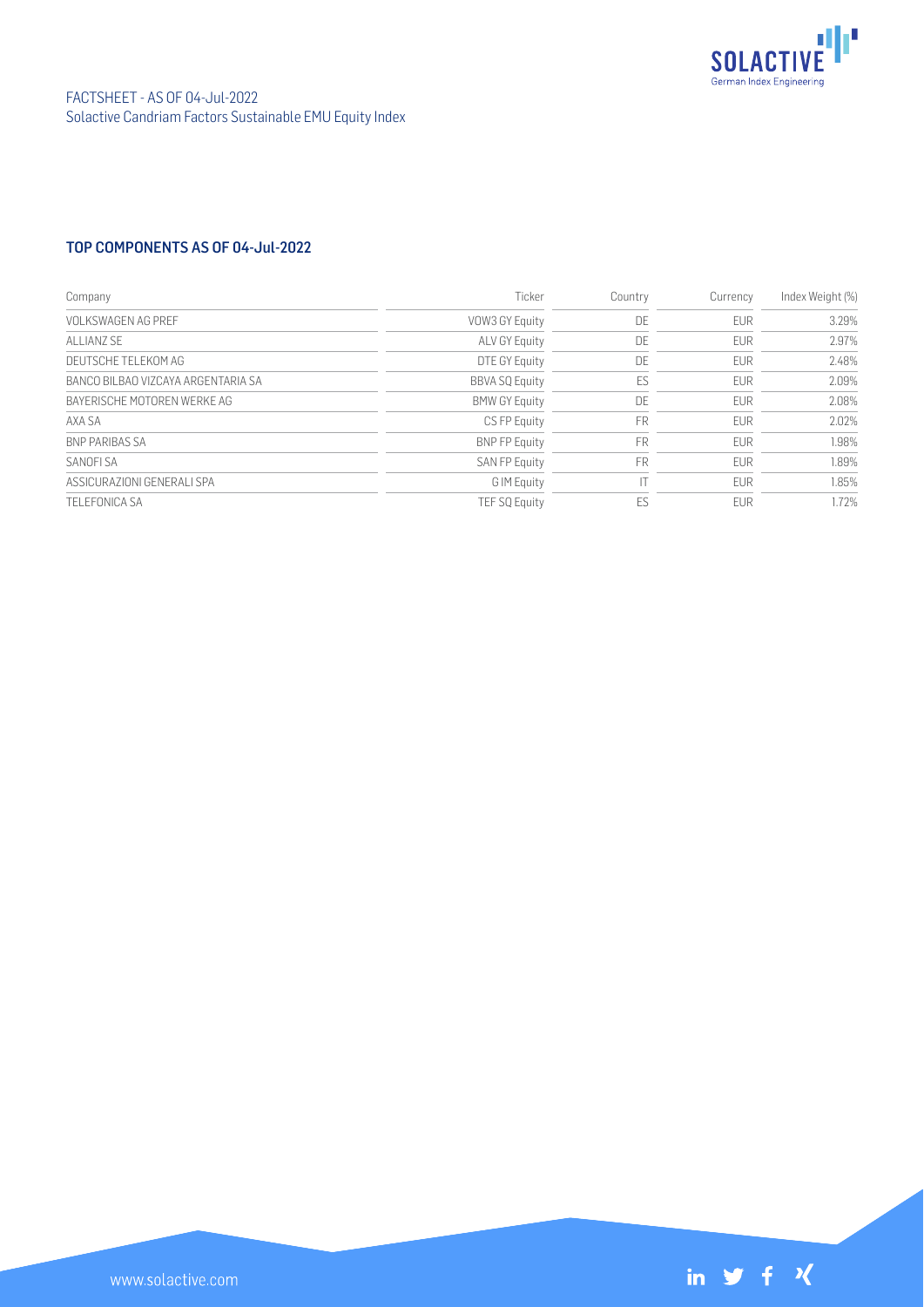## TOP COMPONENTS AS OF 04-Jul-2022

| Company | Ticker | Country | Currency | Index Weight (%) |
|---|---|---|---|---|
| VOLKSWAGEN AG PREF | VOW3 GY Equity | DE | EUR | 3.29% |
| ALLIANZ SE | ALV GY Equity | DE | EUR | 2.97% |
| DEUTSCHE TELEKOM AG | DTE GY Equity | DE | EUR | 2.48% |
| BANCO BILBAO VIZCAYA ARGENTARIA SA | BBVA SQ Equity | ES | EUR | 2.09% |
| BAYERISCHE MOTOREN WERKE AG | BMW GY Equity | DE | EUR | 2.08% |
| AXA SA | CS FP Equity | FR | EUR | 2.02% |
| BNP PARIBAS SA | BNP FP Equity | FR | EUR | 1.98% |
| SANOFI SA | SAN FP Equity | FR | EUR | 1.89% |
| ASSICURAZIONI GENERALI SPA | G IM Equity | IT | EUR | 1.85% |
| TELEFONICA SA | TEF SQ Equity | ES | EUR | 1.72% |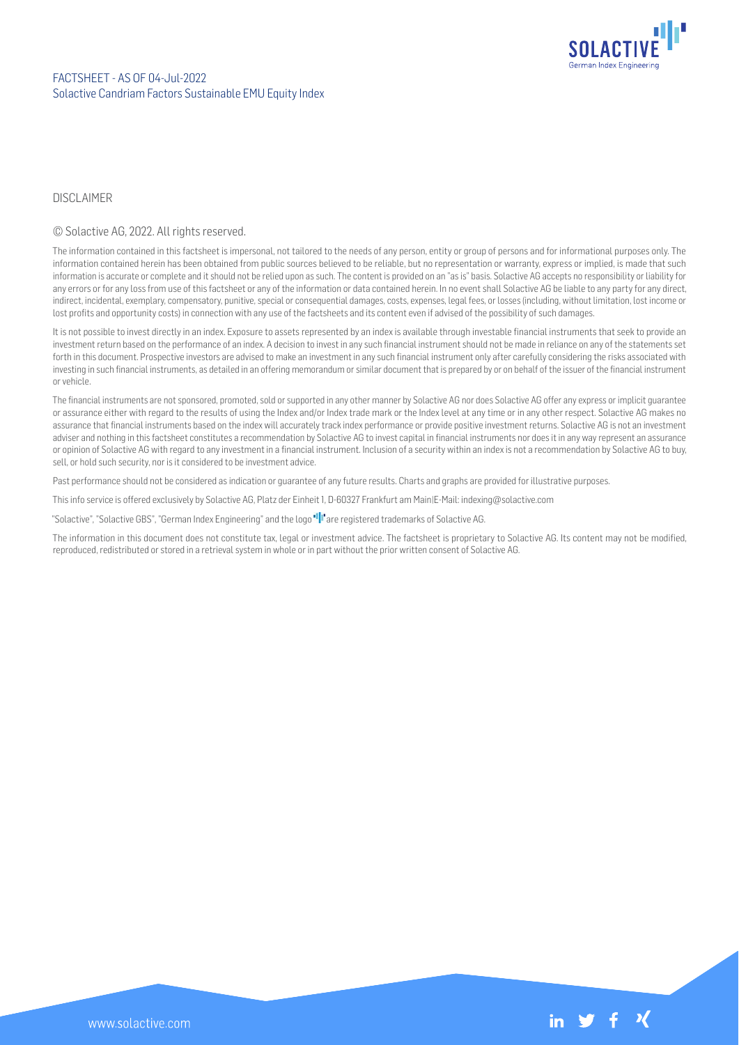## DISCLAIMER

© Solactive AG, 2022. All rights reserved.

The information contained in this factsheet is impersonal, not tailored to the needs of any person, entity or group of persons and for informational purposes only. The information contained herein has been obtained from public sources believed to be reliable, but no representation or warranty, express or implied, is made that such information is accurate or complete and it should not be relied upon as such. The content is provided on an "as is" basis. Solactive AG accepts no responsibility or liability for any errors or for any loss from use of this factsheet or any of the information or data contained herein. In no event shall Solactive AG be liable to any party for any direct, indirect, incidental, exemplary, compensatory, punitive, special or consequential damages, costs, expenses, legal fees, or losses (including, without limitation, lost income or lost profits and opportunity costs) in connection with any use of the factsheets and its content even if advised of the possibility of such damages.

It is not possible to invest directly in an index. Exposure to assets represented by an index is available through investable financial instruments that seek to provide an investment return based on the performance of an index. A decision to invest in any such financial instrument should not be made in reliance on any of the statements set forth in this document. Prospective investors are advised to make an investment in any such financial instrument only after carefully considering the risks associated with investing in such financial instruments, as detailed in an offering memorandum or similar document that is prepared by or on behalf of the issuer of the financial instrument or vehicle.

The financial instruments are not sponsored, promoted, sold or supported in any other manner by Solactive AG nor does Solactive AG offer any express or implicit guarantee or assurance either with regard to the results of using the Index and/or Index trade mark or the Index level at any time or in any other respect. Solactive AG makes no assurance that financial instruments based on the index will accurately track index performance or provide positive investment returns. Solactive AG is not an investment adviser and nothing in this factsheet constitutes a recommendation by Solactive AG to invest capital in financial instruments nor does it in any way represent an assurance or opinion of Solactive AG with regard to any investment in a financial instrument. Inclusion of a security within an index is not a recommendation by Solactive AG to buy, sell, or hold such security, nor is it considered to be investment advice.

Past performance should not be considered as indication or guarantee of any future results. Charts and graphs are provided for illustrative purposes.

This info service is offered exclusively by Solactive AG, Platz der Einheit 1, D-60327 Frankfurt am Main|E-Mail: indexing@solactive.com

"Solactive", "Solactive GBS", "German Index Engineering" and the logo are registered trademarks of Solactive AG.

The information in this document does not constitute tax, legal or investment advice. The factsheet is proprietary to Solactive AG. Its content may not be modified, reproduced, redistributed or stored in a retrieval system in whole or in part without the prior written consent of Solactive AG.